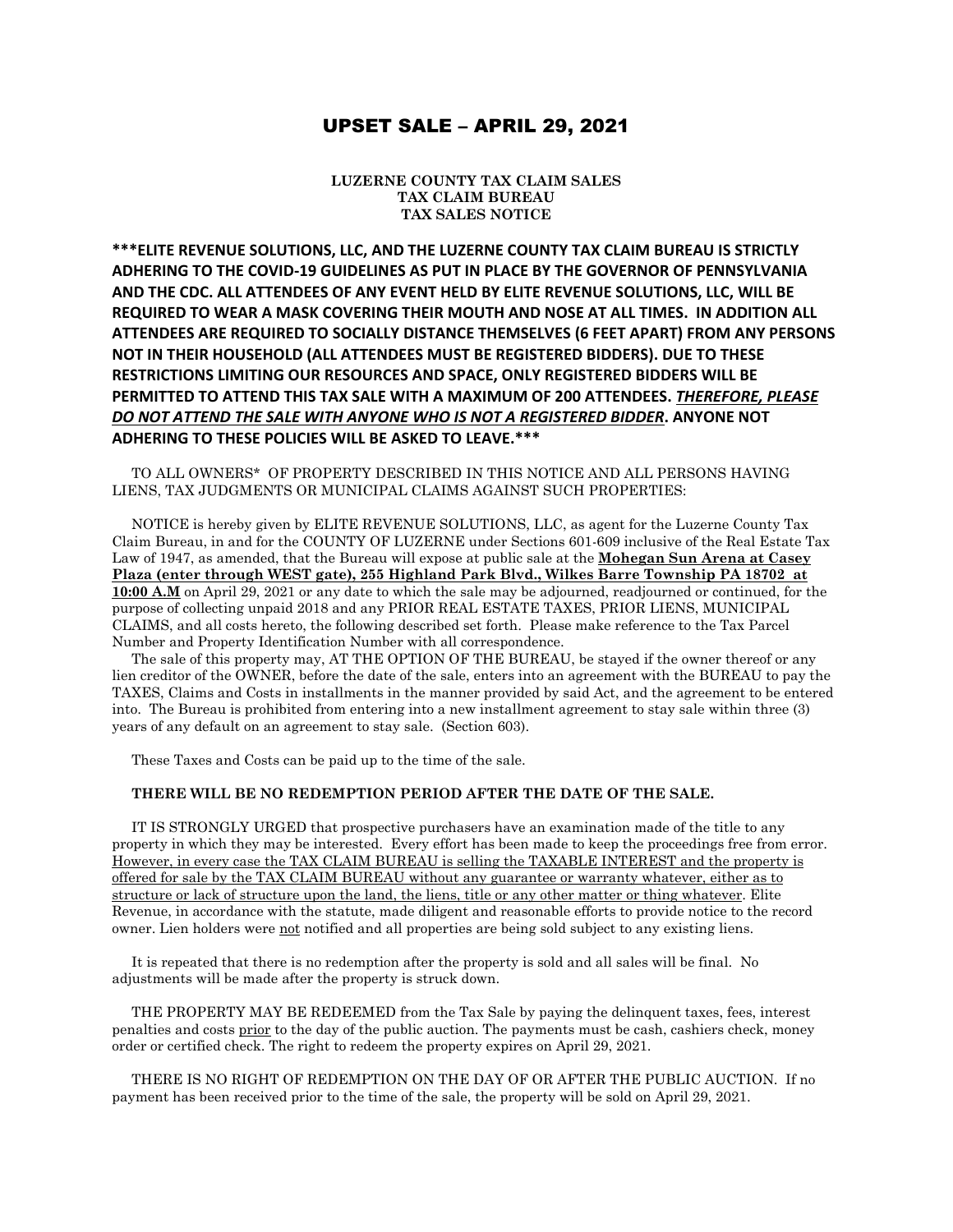# UPSET SALE – APRIL 29, 2021

**LUZERNE COUNTY TAX CLAIM SALES**
**TAX CLAIM BUREAU**
**TAX SALES NOTICE**

**\*\*\*ELITE REVENUE SOLUTIONS, LLC, AND THE LUZERNE COUNTY TAX CLAIM BUREAU IS STRICTLY ADHERING TO THE COVID-19 GUIDELINES AS PUT IN PLACE BY THE GOVERNOR OF PENNSYLVANIA AND THE CDC. ALL ATTENDEES OF ANY EVENT HELD BY ELITE REVENUE SOLUTIONS, LLC, WILL BE REQUIRED TO WEAR A MASK COVERING THEIR MOUTH AND NOSE AT ALL TIMES. IN ADDITION ALL ATTENDEES ARE REQUIRED TO SOCIALLY DISTANCE THEMSELVES (6 FEET APART) FROM ANY PERSONS NOT IN THEIR HOUSEHOLD (ALL ATTENDEES MUST BE REGISTERED BIDDERS). DUE TO THESE RESTRICTIONS LIMITING OUR RESOURCES AND SPACE, ONLY REGISTERED BIDDERS WILL BE PERMITTED TO ATTEND THIS TAX SALE WITH A MAXIMUM OF 200 ATTENDEES. *THEREFORE, PLEASE DO NOT ATTEND THE SALE WITH ANYONE WHO IS NOT A REGISTERED BIDDER*. ANYONE NOT ADHERING TO THESE POLICIES WILL BE ASKED TO LEAVE.\*\*\***

TO ALL OWNERS* OF PROPERTY DESCRIBED IN THIS NOTICE AND ALL PERSONS HAVING LIENS, TAX JUDGMENTS OR MUNICIPAL CLAIMS AGAINST SUCH PROPERTIES:

NOTICE is hereby given by ELITE REVENUE SOLUTIONS, LLC, as agent for the Luzerne County Tax Claim Bureau, in and for the COUNTY OF LUZERNE under Sections 601-609 inclusive of the Real Estate Tax Law of 1947, as amended, that the Bureau will expose at public sale at the **Mohegan Sun Arena at Casey Plaza (enter through WEST gate), 255 Highland Park Blvd., Wilkes Barre Township PA 18702 at 10:00 A.M** on April 29, 2021 or any date to which the sale may be adjourned, readjourned or continued, for the purpose of collecting unpaid 2018 and any PRIOR REAL ESTATE TAXES, PRIOR LIENS, MUNICIPAL CLAIMS, and all costs hereto, the following described set forth. Please make reference to the Tax Parcel Number and Property Identification Number with all correspondence.

The sale of this property may, AT THE OPTION OF THE BUREAU, be stayed if the owner thereof or any lien creditor of the OWNER, before the date of the sale, enters into an agreement with the BUREAU to pay the TAXES, Claims and Costs in installments in the manner provided by said Act, and the agreement to be entered into. The Bureau is prohibited from entering into a new installment agreement to stay sale within three (3) years of any default on an agreement to stay sale. (Section 603).

These Taxes and Costs can be paid up to the time of the sale.

**THERE WILL BE NO REDEMPTION PERIOD AFTER THE DATE OF THE SALE.**

IT IS STRONGLY URGED that prospective purchasers have an examination made of the title to any property in which they may be interested. Every effort has been made to keep the proceedings free from error. However, in every case the TAX CLAIM BUREAU is selling the TAXABLE INTEREST and the property is offered for sale by the TAX CLAIM BUREAU without any guarantee or warranty whatever, either as to structure or lack of structure upon the land, the liens, title or any other matter or thing whatever. Elite Revenue, in accordance with the statute, made diligent and reasonable efforts to provide notice to the record owner. Lien holders were not notified and all properties are being sold subject to any existing liens.

It is repeated that there is no redemption after the property is sold and all sales will be final. No adjustments will be made after the property is struck down.

THE PROPERTY MAY BE REDEEMED from the Tax Sale by paying the delinquent taxes, fees, interest penalties and costs prior to the day of the public auction. The payments must be cash, cashiers check, money order or certified check. The right to redeem the property expires on April 29, 2021.

THERE IS NO RIGHT OF REDEMPTION ON THE DAY OF OR AFTER THE PUBLIC AUCTION. If no payment has been received prior to the time of the sale, the property will be sold on April 29, 2021.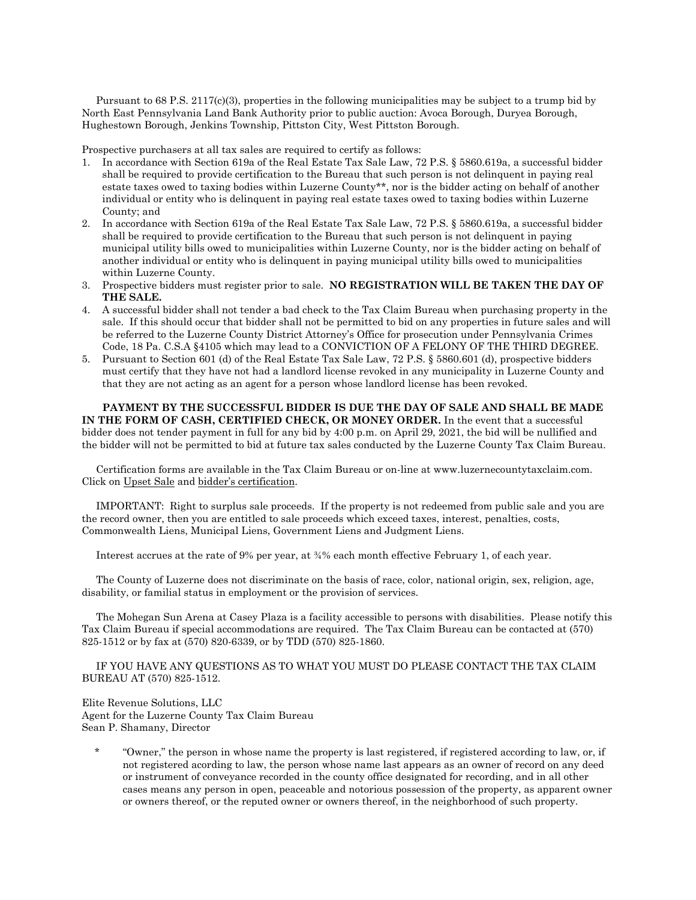Pursuant to 68 P.S. 2117(c)(3), properties in the following municipalities may be subject to a trump bid by North East Pennsylvania Land Bank Authority prior to public auction: Avoca Borough, Duryea Borough, Hughestown Borough, Jenkins Township, Pittston City, West Pittston Borough.

Prospective purchasers at all tax sales are required to certify as follows:

1. In accordance with Section 619a of the Real Estate Tax Sale Law, 72 P.S. § 5860.619a, a successful bidder shall be required to provide certification to the Bureau that such person is not delinquent in paying real estate taxes owed to taxing bodies within Luzerne County**, nor is the bidder acting on behalf of another individual or entity who is delinquent in paying real estate taxes owed to taxing bodies within Luzerne County; and
2. In accordance with Section 619a of the Real Estate Tax Sale Law, 72 P.S. § 5860.619a, a successful bidder shall be required to provide certification to the Bureau that such person is not delinquent in paying municipal utility bills owed to municipalities within Luzerne County, nor is the bidder acting on behalf of another individual or entity who is delinquent in paying municipal utility bills owed to municipalities within Luzerne County.
3. Prospective bidders must register prior to sale. **NO REGISTRATION WILL BE TAKEN THE DAY OF THE SALE.**
4. A successful bidder shall not tender a bad check to the Tax Claim Bureau when purchasing property in the sale. If this should occur that bidder shall not be permitted to bid on any properties in future sales and will be referred to the Luzerne County District Attorney's Office for prosecution under Pennsylvania Crimes Code, 18 Pa. C.S.A §4105 which may lead to a CONVICTION OF A FELONY OF THE THIRD DEGREE.
5. Pursuant to Section 601 (d) of the Real Estate Tax Sale Law, 72 P.S. § 5860.601 (d), prospective bidders must certify that they have not had a landlord license revoked in any municipality in Luzerne County and that they are not acting as an agent for a person whose landlord license has been revoked.

**PAYMENT BY THE SUCCESSFUL BIDDER IS DUE THE DAY OF SALE AND SHALL BE MADE IN THE FORM OF CASH, CERTIFIED CHECK, OR MONEY ORDER.** In the event that a successful bidder does not tender payment in full for any bid by 4:00 p.m. on April 29, 2021, the bid will be nullified and the bidder will not be permitted to bid at future tax sales conducted by the Luzerne County Tax Claim Bureau.

Certification forms are available in the Tax Claim Bureau or on-line at www.luzernecountytaxclaim.com. Click on Upset Sale and bidder's certification.

IMPORTANT: Right to surplus sale proceeds. If the property is not redeemed from public sale and you are the record owner, then you are entitled to sale proceeds which exceed taxes, interest, penalties, costs, Commonwealth Liens, Municipal Liens, Government Liens and Judgment Liens.

Interest accrues at the rate of 9% per year, at ¾% each month effective February 1, of each year.

The County of Luzerne does not discriminate on the basis of race, color, national origin, sex, religion, age, disability, or familial status in employment or the provision of services.

The Mohegan Sun Arena at Casey Plaza is a facility accessible to persons with disabilities. Please notify this Tax Claim Bureau if special accommodations are required. The Tax Claim Bureau can be contacted at (570) 825-1512 or by fax at (570) 820-6339, or by TDD (570) 825-1860.

IF YOU HAVE ANY QUESTIONS AS TO WHAT YOU MUST DO PLEASE CONTACT THE TAX CLAIM BUREAU AT (570) 825-1512.

Elite Revenue Solutions, LLC
Agent for the Luzerne County Tax Claim Bureau
Sean P. Shamany, Director

\* "Owner," the person in whose name the property is last registered, if registered according to law, or, if not registered acording to law, the person whose name last appears as an owner of record on any deed or instrument of conveyance recorded in the county office designated for recording, and in all other cases means any person in open, peaceable and notorious possession of the property, as apparent owner or owners thereof, or the reputed owner or owners thereof, in the neighborhood of such property.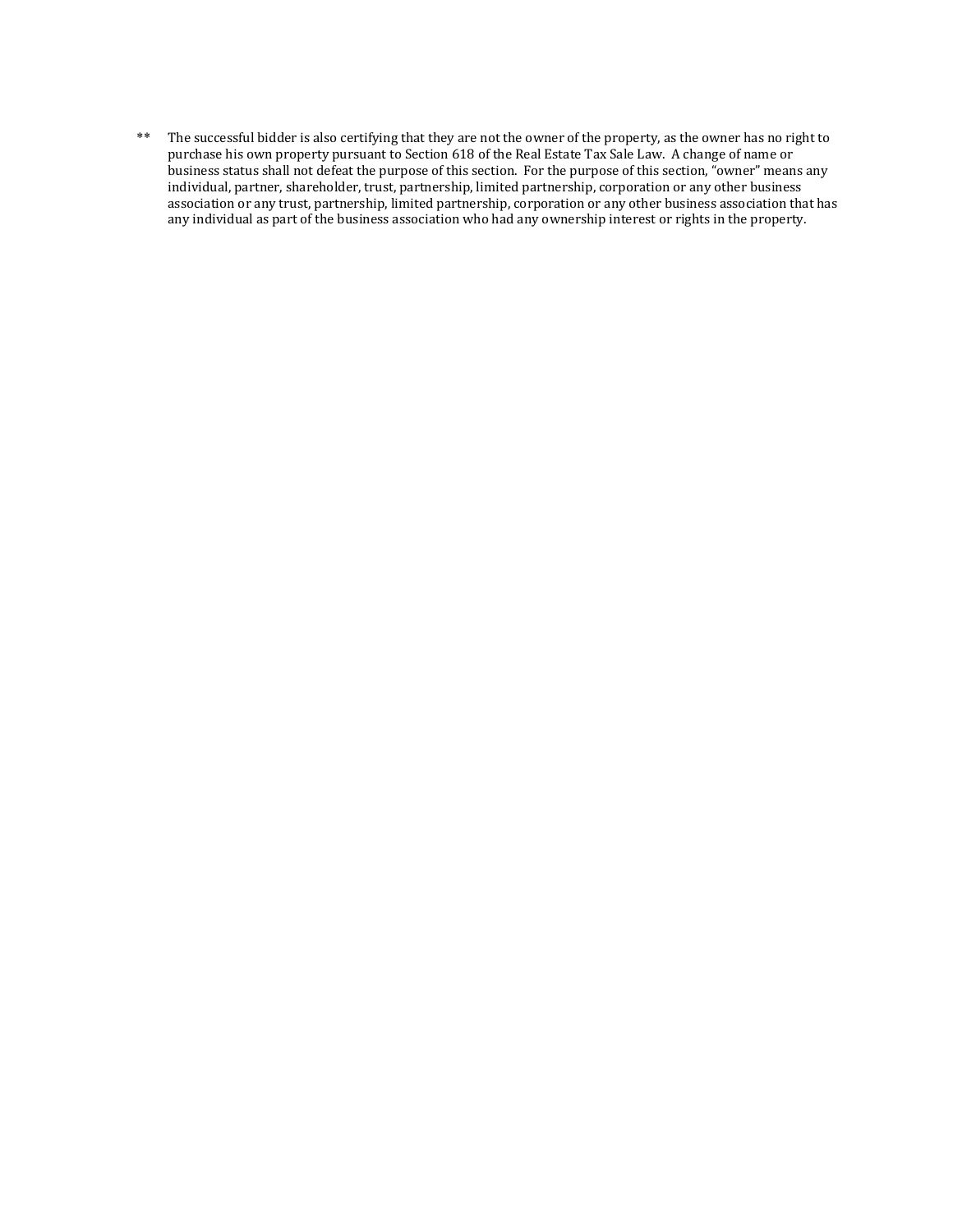** The successful bidder is also certifying that they are not the owner of the property, as the owner has no right to purchase his own property pursuant to Section 618 of the Real Estate Tax Sale Law. A change of name or business status shall not defeat the purpose of this section. For the purpose of this section, "owner" means any individual, partner, shareholder, trust, partnership, limited partnership, corporation or any other business association or any trust, partnership, limited partnership, corporation or any other business association that has any individual as part of the business association who had any ownership interest or rights in the property.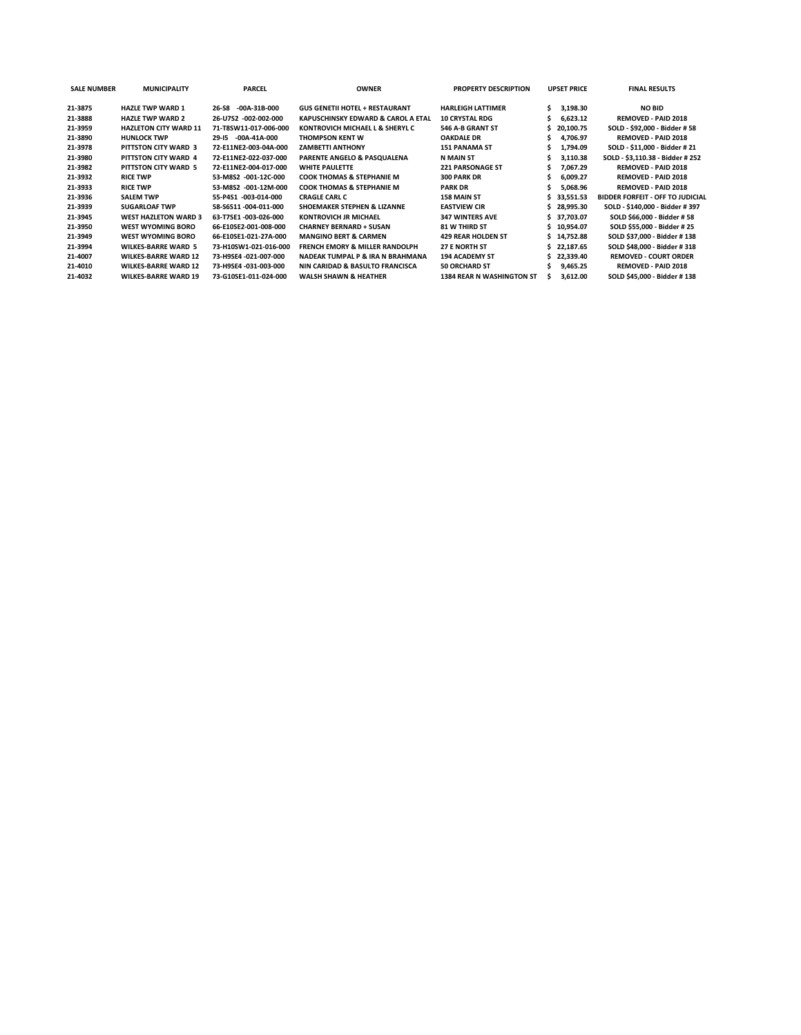| SALE NUMBER | MUNICIPALITY | PARCEL | OWNER | PROPERTY DESCRIPTION | UPSET PRICE | FINAL RESULTS |
|---|---|---|---|---|---|---|
| 21-3875 | HAZLE TWP WARD 1 | 26-S8 -00A-31B-000 | GUS GENETII HOTEL + RESTAURANT | HARLEIGH LATTIMER | $ 3,198.30 | NO BID |
| 21-3888 | HAZLE TWP WARD 2 | 26-U7S2 -002-002-000 | KAPUSCHINSKY EDWARD & CAROL A ETAL | 10 CRYSTAL RDG | $ 6,623.12 | REMOVED - PAID 2018 |
| 21-3959 | HAZLETON CITY WARD 11 | 71-T8SW11-017-006-000 | KONTROVICH MICHAEL L & SHERYL C | 546 A-B GRANT ST | $ 20,100.75 | SOLD - $92,000 - Bidder # 58 |
| 21-3890 | HUNLOCK TWP | 29-I5 -00A-41A-000 | THOMPSON KENT W | OAKDALE DR | $ 4,706.97 | REMOVED - PAID 2018 |
| 21-3978 | PITTSTON CITY WARD 3 | 72-E11NE2-003-04A-000 | ZAMBETTI ANTHONY | 151 PANAMA ST | $ 1,794.09 | SOLD - $11,000 - Bidder # 21 |
| 21-3980 | PITTSTON CITY WARD 4 | 72-E11NE2-022-037-000 | PARENTE ANGELO & PASQUALENA | N MAIN ST | $ 3,110.38 | SOLD - $3,110.38 - Bidder # 252 |
| 21-3982 | PITTSTON CITY WARD 5 | 72-E11NE2-004-017-000 | WHITE PAULETTE | 221 PARSONAGE ST | $ 7,067.29 | REMOVED - PAID 2018 |
| 21-3932 | RICE TWP | 53-M8S2 -001-12C-000 | COOK THOMAS & STEPHANIE M | 300 PARK DR | $ 6,009.27 | REMOVED - PAID 2018 |
| 21-3933 | RICE TWP | 53-M8S2 -001-12M-000 | COOK THOMAS & STEPHANIE M | PARK DR | $ 5,068.96 | REMOVED - PAID 2018 |
| 21-3936 | SALEM TWP | 55-P4S1 -003-014-000 | CRAGLE CARL C | 158 MAIN ST | $ 33,551.53 | BIDDER FORFEIT - OFF TO JUDICIAL |
| 21-3939 | SUGARLOAF TWP | 58-S6S11 -004-011-000 | SHOEMAKER STEPHEN & LIZANNE | EASTVIEW CIR | $ 28,995.30 | SOLD - $140,000 - Bidder # 397 |
| 21-3945 | WEST HAZLETON WARD 3 | 63-T7SE1 -003-026-000 | KONTROVICH JR MICHAEL | 347 WINTERS AVE | $ 37,703.07 | SOLD $66,000 - Bidder # 58 |
| 21-3950 | WEST WYOMING BORO | 66-E10SE2-001-008-000 | CHARNEY BERNARD + SUSAN | 81 W THIRD ST | $ 10,954.07 | SOLD $55,000 - Bidder # 25 |
| 21-3949 | WEST WYOMING BORO | 66-E10SE1-021-27A-000 | MANGINO BERT & CARMEN | 429 REAR HOLDEN ST | $ 14,752.88 | SOLD $37,000 - Bidder # 138 |
| 21-3994 | WILKES-BARRE WARD 5 | 73-H10SW1-021-016-000 | FRENCH EMORY & MILLER RANDOLPH | 27 E NORTH ST | $ 22,187.65 | SOLD $48,000 - Bidder # 318 |
| 21-4007 | WILKES-BARRE WARD 12 | 73-H9SE4 -021-007-000 | NADEAK TUMPAL P & IRA N BRAHMANA | 194 ACADEMY ST | $ 22,339.40 | REMOVED - COURT ORDER |
| 21-4010 | WILKES-BARRE WARD 12 | 73-H9SE4 -031-003-000 | NIN CARIDAD & BASULTO FRANCISCA | 50 ORCHARD ST | $ 9,465.25 | REMOVED - PAID 2018 |
| 21-4032 | WILKES-BARRE WARD 19 | 73-G10SE1-011-024-000 | WALSH SHAWN & HEATHER | 1384 REAR N WASHINGTON ST | $ 3,612.00 | SOLD $45,000 - Bidder # 138 |